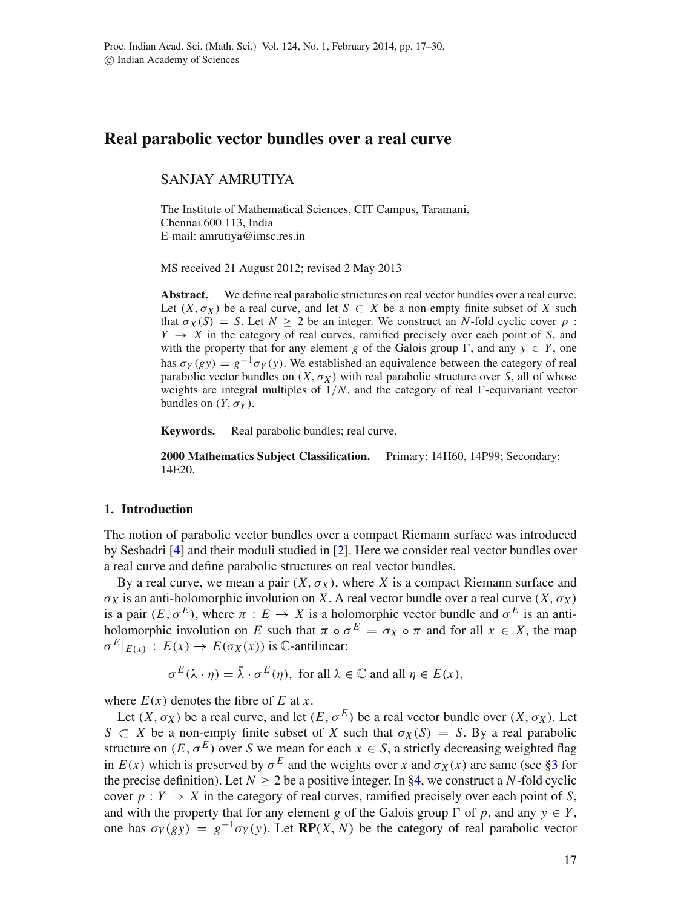# Real parabolic vector bundles over a real curve

SANJAY AMRUTIYA

The Institute of Mathematical Sciences, CIT Campus, Taramani, Chennai 600 113, India
E-mail: amrutiya@imsc.res.in

MS received 21 August 2012; revised 2 May 2013

**Abstract.** We define real parabolic structures on real vector bundles over a real curve. Let $(X, \sigma_X)$ be a real curve, and let $S \subset X$ be a non-empty finite subset of $X$ such that $\sigma_X(S) = S$. Let $N \geq 2$ be an integer. We construct an $N$-fold cyclic cover $p : Y \to X$ in the category of real curves, ramified precisely over each point of $S$, and with the property that for any element $g$ of the Galois group $\Gamma$, and any $y \in Y$, one has $\sigma_Y(gy) = g^{-1}\sigma_Y(y)$. We established an equivalence between the category of real parabolic vector bundles on $(X, \sigma_X)$ with real parabolic structure over $S$, all of whose weights are integral multiples of $1/N$, and the category of real $\Gamma$-equivariant vector bundles on $(Y, \sigma_Y)$.

**Keywords.** Real parabolic bundles; real curve.

**2000 Mathematics Subject Classification.** Primary: 14H60, 14P99; Secondary: 14E20.

## 1. Introduction

The notion of parabolic vector bundles over a compact Riemann surface was introduced by Seshadri [4] and their moduli studied in [2]. Here we consider real vector bundles over a real curve and define parabolic structures on real vector bundles.

By a real curve, we mean a pair $(X, \sigma_X)$, where $X$ is a compact Riemann surface and $\sigma_X$ is an anti-holomorphic involution on $X$. A real vector bundle over a real curve $(X, \sigma_X)$ is a pair $(E, \sigma^E)$, where $\pi : E \to X$ is a holomorphic vector bundle and $\sigma^E$ is an anti-holomorphic involution on $E$ such that $\pi \circ \sigma^E = \sigma_X \circ \pi$ and for all $x \in X$, the map $\sigma^E|_{E(x)} : E(x) \to E(\sigma_X(x))$ is $\mathbb{C}$-antilinear:

$$\sigma^E(\lambda \cdot \eta) = \bar{\lambda} \cdot \sigma^E(\eta), \text{ for all } \lambda \in \mathbb{C} \text{ and all } \eta \in E(x),$$

where $E(x)$ denotes the fibre of $E$ at $x$.

Let $(X, \sigma_X)$ be a real curve, and let $(E, \sigma^E)$ be a real vector bundle over $(X, \sigma_X)$. Let $S \subset X$ be a non-empty finite subset of $X$ such that $\sigma_X(S) = S$. By a real parabolic structure on $(E, \sigma^E)$ over $S$ we mean for each $x \in S$, a strictly decreasing weighted flag in $E(x)$ which is preserved by $\sigma^E$ and the weights over $x$ and $\sigma_X(x)$ are same (see §3 for the precise definition). Let $N \geq 2$ be a positive integer. In §4, we construct a $N$-fold cyclic cover $p : Y \to X$ in the category of real curves, ramified precisely over each point of $S$, and with the property that for any element $g$ of the Galois group $\Gamma$ of $p$, and any $y \in Y$, one has $\sigma_Y(gy) = g^{-1}\sigma_Y(y)$. Let $\mathbf{RP}(X, N)$ be the category of real parabolic vector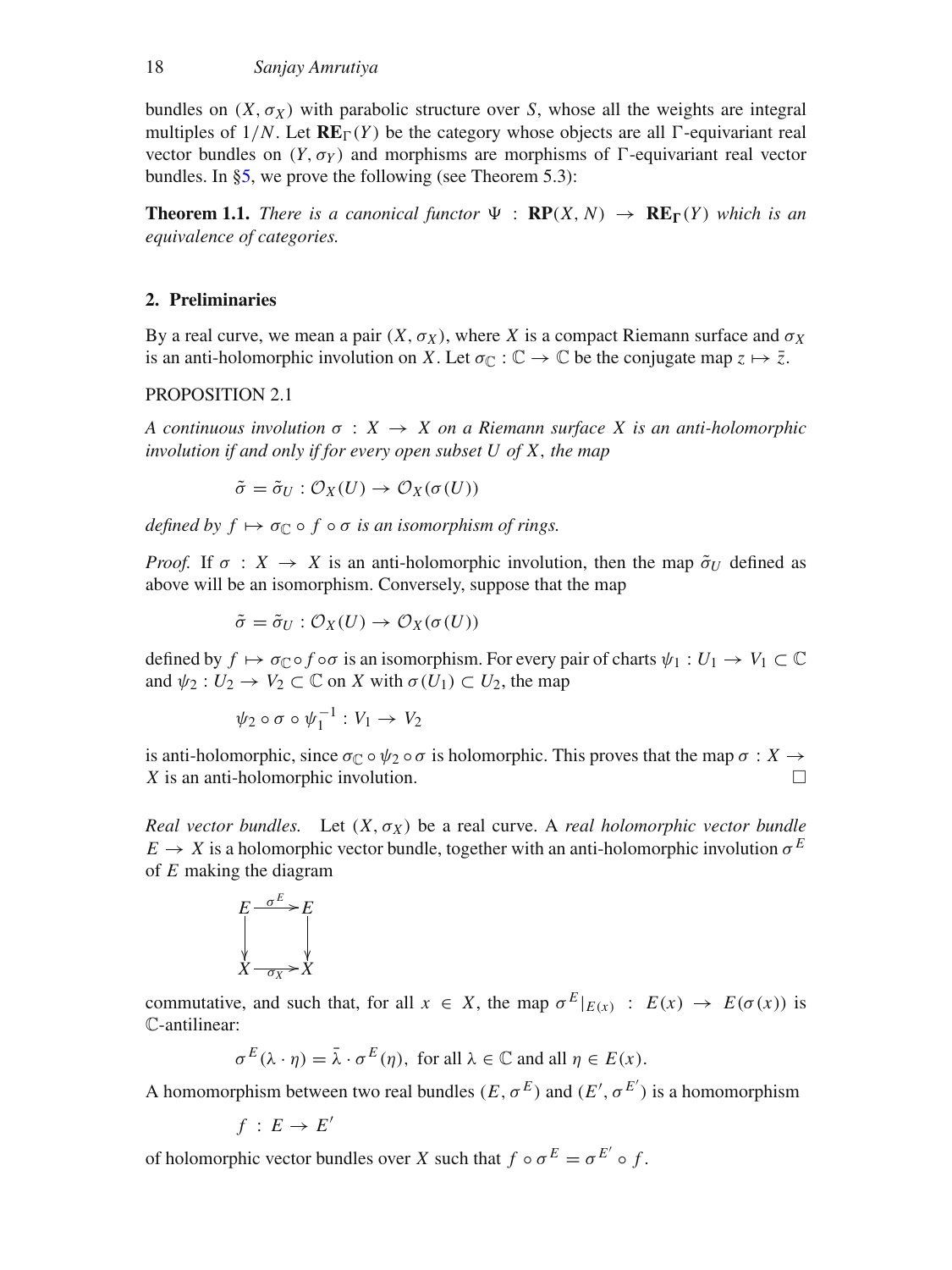bundles on $(X, \sigma_X)$ with parabolic structure over $S$, whose all the weights are integral multiples of $1/N$. Let $\mathbf{RE}_\Gamma(Y)$ be the category whose objects are all $\Gamma$-equivariant real vector bundles on $(Y, \sigma_Y)$ and morphisms are morphisms of $\Gamma$-equivariant real vector bundles. In §5, we prove the following (see Theorem 5.3):

**Theorem 1.1.** *There is a canonical functor* $\Psi : \mathbf{RP}(X, N) \to \mathbf{RE}_\Gamma(Y)$ *which is an equivalence of categories.*

## 2. Preliminaries

By a real curve, we mean a pair $(X, \sigma_X)$, where $X$ is a compact Riemann surface and $\sigma_X$ is an anti-holomorphic involution on $X$. Let $\sigma_{\mathbb{C}} : \mathbb{C} \to \mathbb{C}$ be the conjugate map $z \mapsto \bar{z}$.

PROPOSITION 2.1

*A continuous involution* $\sigma : X \to X$ *on a Riemann surface* $X$ *is an anti-holomorphic involution if and only if for every open subset* $U$ *of* $X$, *the map*

$$\tilde{\sigma} = \tilde{\sigma}_U : \mathcal{O}_X(U) \to \mathcal{O}_X(\sigma(U))$$

*defined by* $f \mapsto \sigma_{\mathbb{C}} \circ f \circ \sigma$ *is an isomorphism of rings.*

*Proof.* If $\sigma : X \to X$ is an anti-holomorphic involution, then the map $\tilde{\sigma}_U$ defined as above will be an isomorphism. Conversely, suppose that the map

$$\tilde{\sigma} = \tilde{\sigma}_U : \mathcal{O}_X(U) \to \mathcal{O}_X(\sigma(U))$$

defined by $f \mapsto \sigma_{\mathbb{C}} \circ f \circ \sigma$ is an isomorphism. For every pair of charts $\psi_1 : U_1 \to V_1 \subset \mathbb{C}$ and $\psi_2 : U_2 \to V_2 \subset \mathbb{C}$ on $X$ with $\sigma(U_1) \subset U_2$, the map

$$\psi_2 \circ \sigma \circ \psi_1^{-1} : V_1 \to V_2$$

is anti-holomorphic, since $\sigma_{\mathbb{C}} \circ \psi_2 \circ \sigma$ is holomorphic. This proves that the map $\sigma : X \to X$ is an anti-holomorphic involution. $\square$

*Real vector bundles.* Let $(X, \sigma_X)$ be a real curve. A *real holomorphic vector bundle* $E \to X$ is a holomorphic vector bundle, together with an anti-holomorphic involution $\sigma^E$ of $E$ making the diagram

$$\begin{array}{ccc} E & \xrightarrow{\sigma^E} & E \\ \downarrow & & \downarrow \\ X & \xrightarrow{\sigma_X} & X \end{array}$$

commutative, and such that, for all $x \in X$, the map $\sigma^E|_{E(x)} : E(x) \to E(\sigma(x))$ is $\mathbb{C}$-antilinear:

$$\sigma^E(\lambda \cdot \eta) = \bar{\lambda} \cdot \sigma^E(\eta), \text{ for all } \lambda \in \mathbb{C} \text{ and all } \eta \in E(x).$$

A homomorphism between two real bundles $(E, \sigma^E)$ and $(E', \sigma^{E'})$ is a homomorphism

$$f : E \to E'$$

of holomorphic vector bundles over $X$ such that $f \circ \sigma^E = \sigma^{E'} \circ f$.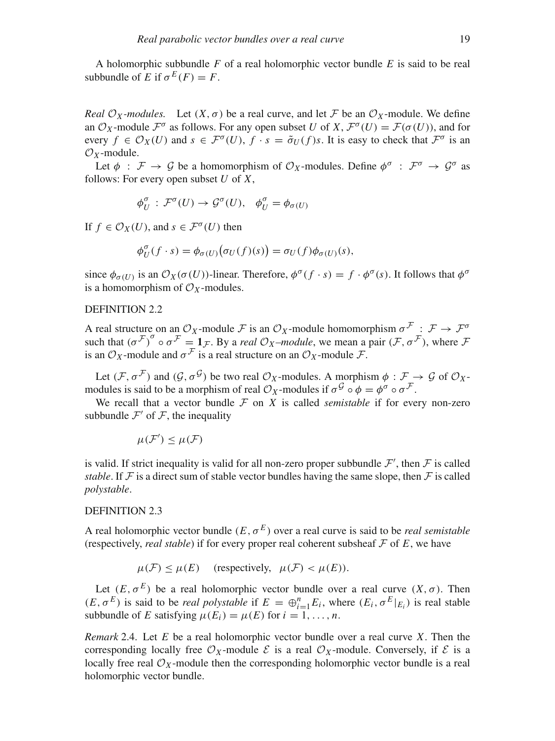A holomorphic subbundle $F$ of a real holomorphic vector bundle $E$ is said to be real subbundle of $E$ if $\sigma^E(F) = F$.

*Real $\mathcal{O}_X$-modules.* Let $(X, \sigma)$ be a real curve, and let $\mathcal{F}$ be an $\mathcal{O}_X$-module. We define an $\mathcal{O}_X$-module $\mathcal{F}^\sigma$ as follows. For any open subset $U$ of $X$, $\mathcal{F}^\sigma(U) = \mathcal{F}(\sigma(U))$, and for every $f \in \mathcal{O}_X(U)$ and $s \in \mathcal{F}^\sigma(U)$, $f \cdot s = \tilde{\sigma}_U(f)s$. It is easy to check that $\mathcal{F}^\sigma$ is an $\mathcal{O}_X$-module.

Let $\phi : \mathcal{F} \to \mathcal{G}$ be a homomorphism of $\mathcal{O}_X$-modules. Define $\phi^\sigma : \mathcal{F}^\sigma \to \mathcal{G}^\sigma$ as follows: For every open subset $U$ of $X$,

$$\phi^\sigma_U : \mathcal{F}^\sigma(U) \to \mathcal{G}^\sigma(U), \quad \phi^\sigma_U = \phi_{\sigma(U)}$$

If $f \in \mathcal{O}_X(U)$, and $s \in \mathcal{F}^\sigma(U)$ then

$$\phi^\sigma_U(f \cdot s) = \phi_{\sigma(U)}\big(\sigma_U(f)(s)\big) = \sigma_U(f)\phi_{\sigma(U)}(s),$$

since $\phi_{\sigma(U)}$ is an $\mathcal{O}_X(\sigma(U))$-linear. Therefore, $\phi^\sigma(f \cdot s) = f \cdot \phi^\sigma(s)$. It follows that $\phi^\sigma$ is a homomorphism of $\mathcal{O}_X$-modules.

DEFINITION 2.2

A real structure on an $\mathcal{O}_X$-module $\mathcal{F}$ is an $\mathcal{O}_X$-module homomorphism $\sigma^{\mathcal{F}} : \mathcal{F} \to \mathcal{F}^\sigma$ such that $(\sigma^{\mathcal{F}})^\sigma \circ \sigma^{\mathcal{F}} = \mathbf{1}_{\mathcal{F}}$. By a *real $\mathcal{O}_X$–module*, we mean a pair $(\mathcal{F}, \sigma^{\mathcal{F}})$, where $\mathcal{F}$ is an $\mathcal{O}_X$-module and $\sigma^{\mathcal{F}}$ is a real structure on an $\mathcal{O}_X$-module $\mathcal{F}$.

Let $(\mathcal{F}, \sigma^{\mathcal{F}})$ and $(\mathcal{G}, \sigma^{\mathcal{G}})$ be two real $\mathcal{O}_X$-modules. A morphism $\phi : \mathcal{F} \to \mathcal{G}$ of $\mathcal{O}_X$-modules is said to be a morphism of real $\mathcal{O}_X$-modules if $\sigma^{\mathcal{G}} \circ \phi = \phi^\sigma \circ \sigma^{\mathcal{F}}$.

We recall that a vector bundle $\mathcal{F}$ on $X$ is called *semistable* if for every non-zero subbundle $\mathcal{F}'$ of $\mathcal{F}$, the inequality

$$\mu(\mathcal{F}') \le \mu(\mathcal{F})$$

is valid. If strict inequality is valid for all non-zero proper subbundle $\mathcal{F}'$, then $\mathcal{F}$ is called *stable*. If $\mathcal{F}$ is a direct sum of stable vector bundles having the same slope, then $\mathcal{F}$ is called *polystable*.

DEFINITION 2.3

A real holomorphic vector bundle $(E, \sigma^E)$ over a real curve is said to be *real semistable* (respectively, *real stable*) if for every proper real coherent subsheaf $\mathcal{F}$ of $E$, we have

$$\mu(\mathcal{F}) \le \mu(E) \quad \text{(respectively,} \quad \mu(\mathcal{F}) < \mu(E)).$$

Let $(E, \sigma^E)$ be a real holomorphic vector bundle over a real curve $(X, \sigma)$. Then $(E, \sigma^E)$ is said to be *real polystable* if $E = \oplus_{i=1}^n E_i$, where $(E_i, \sigma^E|_{E_i})$ is real stable subbundle of $E$ satisfying $\mu(E_i) = \mu(E)$ for $i = 1, \ldots, n$.

*Remark* 2.4. Let $E$ be a real holomorphic vector bundle over a real curve $X$. Then the corresponding locally free $\mathcal{O}_X$-module $\mathcal{E}$ is a real $\mathcal{O}_X$-module. Conversely, if $\mathcal{E}$ is a locally free real $\mathcal{O}_X$-module then the corresponding holomorphic vector bundle is a real holomorphic vector bundle.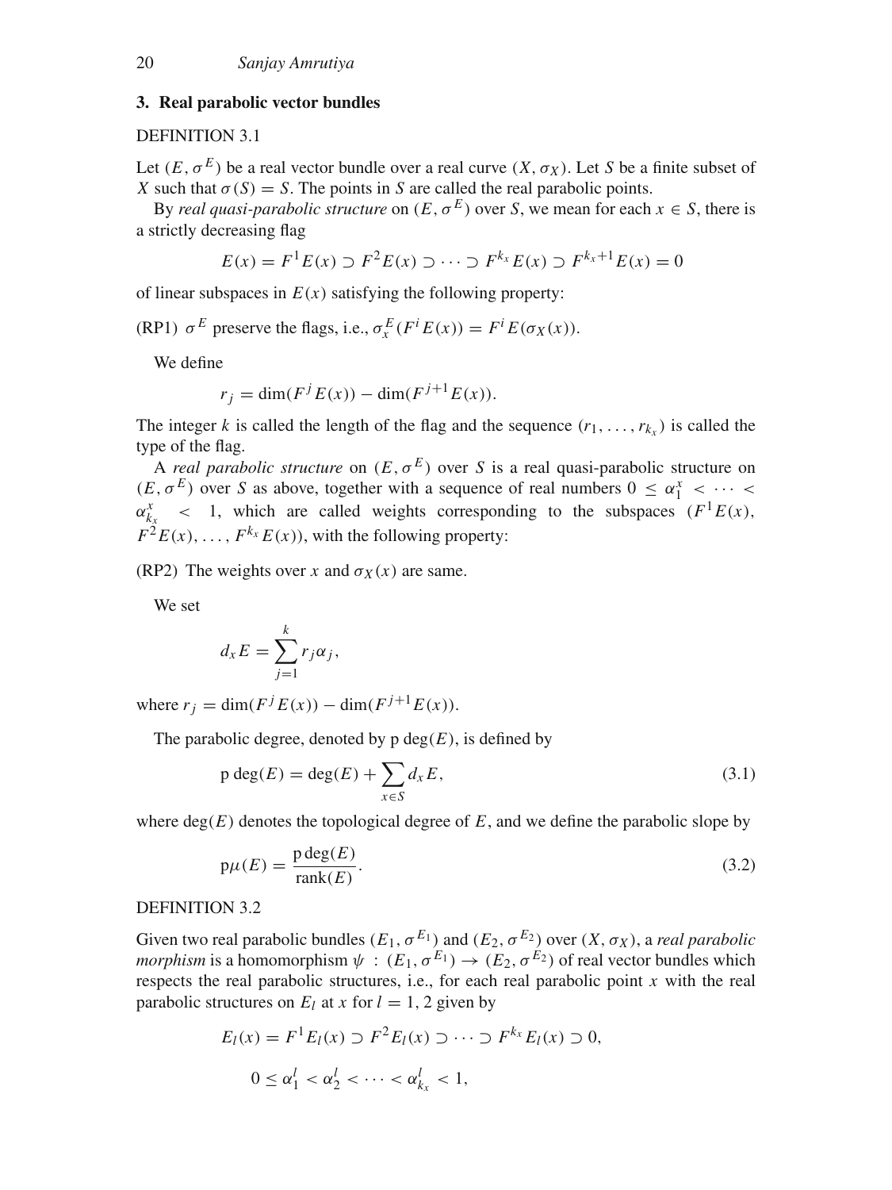## 3. Real parabolic vector bundles

DEFINITION 3.1

Let $(E, \sigma^E)$ be a real vector bundle over a real curve $(X, \sigma_X)$. Let $S$ be a finite subset of $X$ such that $\sigma(S) = S$. The points in $S$ are called the real parabolic points.

By *real quasi-parabolic structure* on $(E, \sigma^E)$ over $S$, we mean for each $x \in S$, there is a strictly decreasing flag

$$E(x) = F^1 E(x) \supset F^2 E(x) \supset \cdots \supset F^{k_x} E(x) \supset F^{k_x+1} E(x) = 0$$

of linear subspaces in $E(x)$ satisfying the following property:

(RP1) $\sigma^E$ preserve the flags, i.e., $\sigma_x^E(F^i E(x)) = F^i E(\sigma_X(x))$.

We define

$$r_j = \dim(F^j E(x)) - \dim(F^{j+1} E(x)).$$

The integer $k$ is called the length of the flag and the sequence $(r_1, \ldots, r_{k_x})$ is called the type of the flag.

A *real parabolic structure* on $(E, \sigma^E)$ over $S$ is a real quasi-parabolic structure on $(E, \sigma^E)$ over $S$ as above, together with a sequence of real numbers $0 \leq \alpha_1^x < \cdots < \alpha_{k_x}^x < 1$, which are called weights corresponding to the subspaces $(F^1 E(x), F^2 E(x), \ldots, F^{k_x} E(x))$, with the following property:

(RP2) The weights over $x$ and $\sigma_X(x)$ are same.

We set

$$d_x E = \sum_{j=1}^{k} r_j \alpha_j,$$

where $r_j = \dim(F^j E(x)) - \dim(F^{j+1} E(x))$.

The parabolic degree, denoted by $\mathrm{p}\deg(E)$, is defined by

$$\mathrm{p}\deg(E) = \deg(E) + \sum_{x \in S} d_x E, \tag{3.1}$$

where $\deg(E)$ denotes the topological degree of $E$, and we define the parabolic slope by

$$\mathrm{p}\mu(E) = \frac{\mathrm{p}\deg(E)}{\mathrm{rank}(E)}. \tag{3.2}$$

DEFINITION 3.2

Given two real parabolic bundles $(E_1, \sigma^{E_1})$ and $(E_2, \sigma^{E_2})$ over $(X, \sigma_X)$, a *real parabolic morphism* is a homomorphism $\psi : (E_1, \sigma^{E_1}) \to (E_2, \sigma^{E_2})$ of real vector bundles which respects the real parabolic structures, i.e., for each real parabolic point $x$ with the real parabolic structures on $E_l$ at $x$ for $l = 1, 2$ given by

$$E_l(x) = F^1 E_l(x) \supset F^2 E_l(x) \supset \cdots \supset F^{k_x} E_l(x) \supset 0,$$

$$0 \leq \alpha_1^l < \alpha_2^l < \cdots < \alpha_{k_x}^l < 1,$$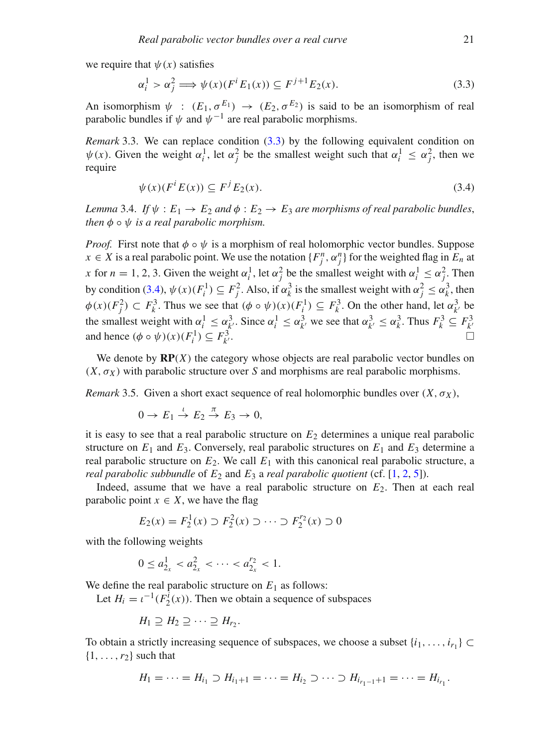we require that $\psi(x)$ satisfies

$$\alpha_i^1 > \alpha_j^2 \Longrightarrow \psi(x)(F^i E_1(x)) \subseteq F^{j+1} E_2(x). \tag{3.3}$$

An isomorphism $\psi : (E_1, \sigma^{E_1}) \to (E_2, \sigma^{E_2})$ is said to be an isomorphism of real parabolic bundles if $\psi$ and $\psi^{-1}$ are real parabolic morphisms.

*Remark* 3.3. We can replace condition (3.3) by the following equivalent condition on $\psi(x)$. Given the weight $\alpha_i^1$, let $\alpha_j^2$ be the smallest weight such that $\alpha_i^1 \leq \alpha_j^2$, then we require

$$\psi(x)(F^i E(x)) \subseteq F^j E_2(x). \tag{3.4}$$

*Lemma* 3.4. *If $\psi : E_1 \to E_2$ and $\phi : E_2 \to E_3$ are morphisms of real parabolic bundles, then $\phi \circ \psi$ is a real parabolic morphism.*

*Proof.* First note that $\phi \circ \psi$ is a morphism of real holomorphic vector bundles. Suppose $x \in X$ is a real parabolic point. We use the notation $\{F_j^n, \alpha_j^n\}$ for the weighted flag in $E_n$ at $x$ for $n = 1, 2, 3$. Given the weight $\alpha_i^1$, let $\alpha_j^2$ be the smallest weight with $\alpha_i^1 \leq \alpha_j^2$. Then by condition (3.4), $\psi(x)(F_i^1) \subseteq F_j^2$. Also, if $\alpha_k^3$ is the smallest weight with $\alpha_j^2 \leq \alpha_k^3$, then $\phi(x)(F_j^2) \subset F_k^3$. Thus we see that $(\phi \circ \psi)(x)(F_i^1) \subseteq F_k^3$. On the other hand, let $\alpha_{k'}^3$ be the smallest weight with $\alpha_i^1 \leq \alpha_{k'}^3$. Since $\alpha_i^1 \leq \alpha_{k'}^3$ we see that $\alpha_{k'}^3 \leq \alpha_k^3$. Thus $F_k^3 \subseteq F_{k'}^3$ and hence $(\phi \circ \psi)(x)(F_i^1) \subseteq F_{k'}^3$. □

We denote by $\mathbf{RP}(X)$ the category whose objects are real parabolic vector bundles on $(X, \sigma_X)$ with parabolic structure over $S$ and morphisms are real parabolic morphisms.

*Remark* 3.5. Given a short exact sequence of real holomorphic bundles over $(X, \sigma_X)$,

$$0 \to E_1 \xrightarrow{\iota} E_2 \xrightarrow{\pi} E_3 \to 0,$$

it is easy to see that a real parabolic structure on $E_2$ determines a unique real parabolic structure on $E_1$ and $E_3$. Conversely, real parabolic structures on $E_1$ and $E_3$ determine a real parabolic structure on $E_2$. We call $E_1$ with this canonical real parabolic structure, a *real parabolic subbundle* of $E_2$ and $E_3$ a *real parabolic quotient* (cf. [1, 2, 5]).

Indeed, assume that we have a real parabolic structure on $E_2$. Then at each real parabolic point $x \in X$, we have the flag

$$E_2(x) = F_2^1(x) \supset F_2^2(x) \supset \cdots \supset F_2^{r_2}(x) \supset 0$$

with the following weights

$$0 \leq a_{2_x}^1 < a_{2_x}^2 < \cdots < a_{2_x}^{r_2} < 1.$$

We define the real parabolic structure on $E_1$ as follows:

Let $H_i = \iota^{-1}(F_2^i(x))$. Then we obtain a sequence of subspaces

$$H_1 \supseteq H_2 \supseteq \cdots \supseteq H_{r_2}.$$

To obtain a strictly increasing sequence of subspaces, we choose a subset $\{i_1, \ldots, i_{r_1}\} \subset \{1, \ldots, r_2\}$ such that

$$H_1 = \cdots = H_{i_1} \supset H_{i_1+1} = \cdots = H_{i_2} \supset \cdots \supset H_{i_{r_1-1}+1} = \cdots = H_{i_{r_1}}.$$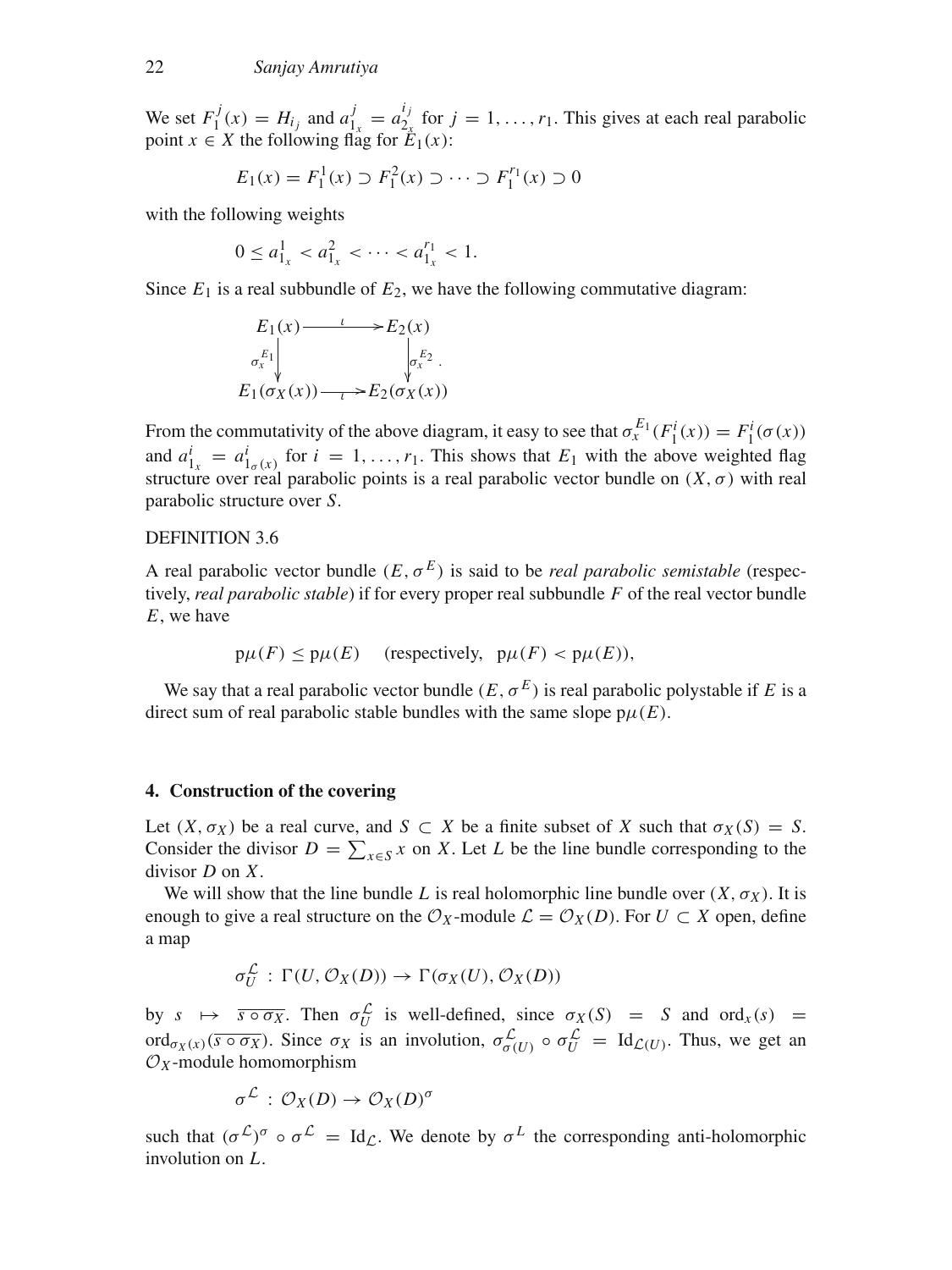We set $F_1^j(x) = H_{i_j}$ and $a_{1_x}^j = a_{2_x}^{i_j}$ for $j = 1, \ldots, r_1$. This gives at each real parabolic point $x \in X$ the following flag for $E_1(x)$:

$$E_1(x) = F_1^1(x) \supset F_1^2(x) \supset \cdots \supset F_1^{r_1}(x) \supset 0$$

with the following weights

$$0 \leq a_{1_x}^1 < a_{1_x}^2 < \cdots < a_{1_x}^{r_1} < 1.$$

Since $E_1$ is a real subbundle of $E_2$, we have the following commutative diagram:

$$\begin{array}{ccc} E_1(x) & \xrightarrow{\iota} & E_2(x) \\ \downarrow{\sigma_x^{E_1}} & & \downarrow{\sigma_x^{E_2}} \\ E_1(\sigma_X(x)) & \xrightarrow{\iota} & E_2(\sigma_X(x)) \end{array}.$$

From the commutativity of the above diagram, it easy to see that $\sigma_x^{E_1}(F_1^i(x)) = F_1^i(\sigma(x))$ and $a_{1_x}^i = a_{1_{\sigma(x)}}^i$ for $i = 1, \ldots, r_1$. This shows that $E_1$ with the above weighted flag structure over real parabolic points is a real parabolic vector bundle on $(X, \sigma)$ with real parabolic structure over $S$.

DEFINITION 3.6

A real parabolic vector bundle $(E, \sigma^E)$ is said to be *real parabolic semistable* (respectively, *real parabolic stable*) if for every proper real subbundle $F$ of the real vector bundle $E$, we have

$$\mathrm{p}\mu(F) \leq \mathrm{p}\mu(E) \quad \text{(respectively,} \quad \mathrm{p}\mu(F) < \mathrm{p}\mu(E)),$$

We say that a real parabolic vector bundle $(E, \sigma^E)$ is real parabolic polystable if $E$ is a direct sum of real parabolic stable bundles with the same slope $\mathrm{p}\mu(E)$.

## 4. Construction of the covering

Let $(X, \sigma_X)$ be a real curve, and $S \subset X$ be a finite subset of $X$ such that $\sigma_X(S) = S$. Consider the divisor $D = \sum_{x \in S} x$ on $X$. Let $L$ be the line bundle corresponding to the divisor $D$ on $X$.

We will show that the line bundle $L$ is real holomorphic line bundle over $(X, \sigma_X)$. It is enough to give a real structure on the $\mathcal{O}_X$-module $\mathcal{L} = \mathcal{O}_X(D)$. For $U \subset X$ open, define a map

$$\sigma_U^{\mathcal{L}} : \Gamma(U, \mathcal{O}_X(D)) \to \Gamma(\sigma_X(U), \mathcal{O}_X(D))$$

by $s \mapsto \overline{s \circ \sigma_X}$. Then $\sigma_U^{\mathcal{L}}$ is well-defined, since $\sigma_X(S) = S$ and $\mathrm{ord}_x(s) = \mathrm{ord}_{\sigma_X(x)}(\overline{s \circ \sigma_X})$. Since $\sigma_X$ is an involution, $\sigma_{\sigma(U)}^{\mathcal{L}} \circ \sigma_U^{\mathcal{L}} = \mathrm{Id}_{\mathcal{L}(U)}$. Thus, we get an $\mathcal{O}_X$-module homomorphism

$$\sigma^{\mathcal{L}} : \mathcal{O}_X(D) \to \mathcal{O}_X(D)^{\sigma}$$

such that $(\sigma^{\mathcal{L}})^{\sigma} \circ \sigma^{\mathcal{L}} = \mathrm{Id}_{\mathcal{L}}$. We denote by $\sigma^L$ the corresponding anti-holomorphic involution on $L$.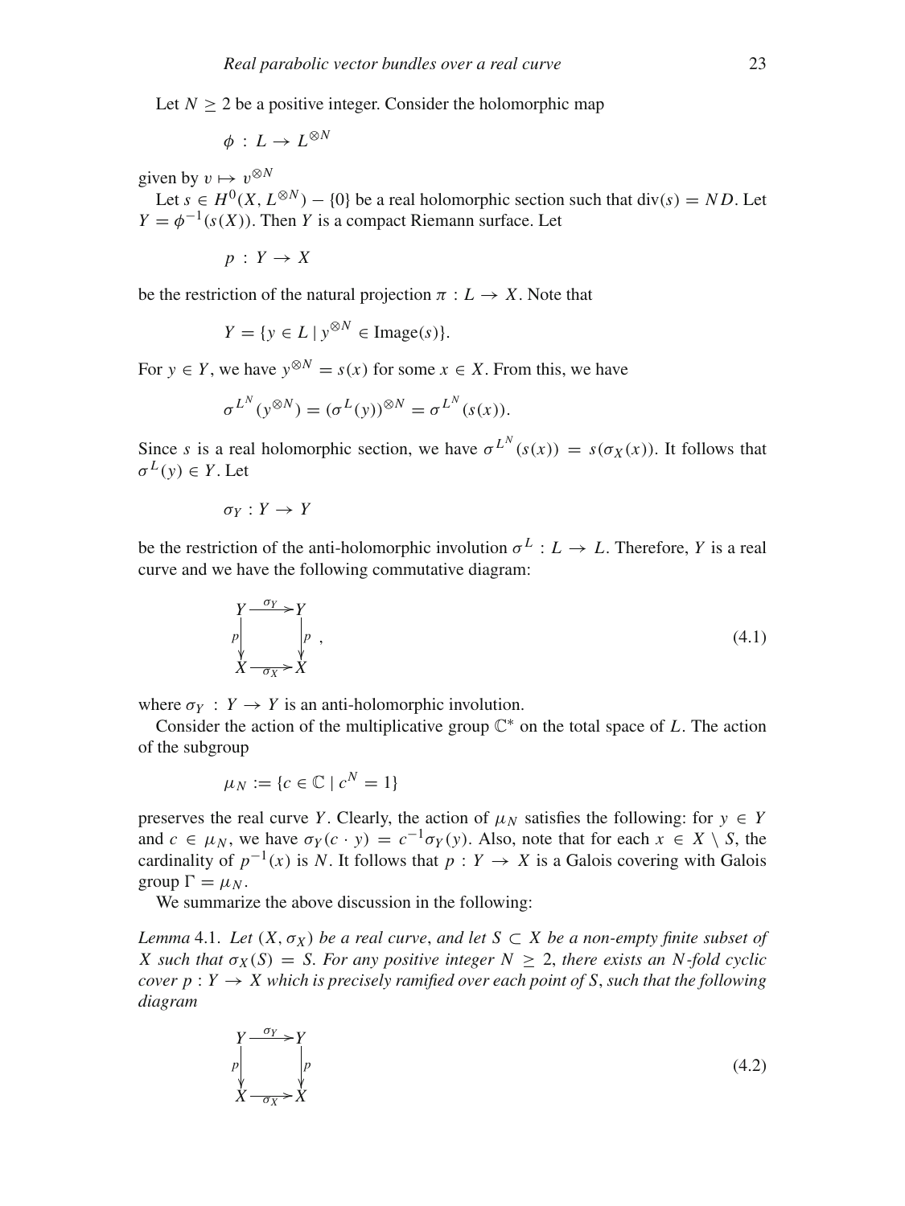Let $N \geq 2$ be a positive integer. Consider the holomorphic map

$$\phi : L \to L^{\otimes N}$$

given by $v \mapsto v^{\otimes N}$

Let $s \in H^0(X, L^{\otimes N}) - \{0\}$ be a real holomorphic section such that $\operatorname{div}(s) = ND$. Let $Y = \phi^{-1}(s(X))$. Then $Y$ is a compact Riemann surface. Let

$$p : Y \to X$$

be the restriction of the natural projection $\pi : L \to X$. Note that

$$Y = \{y \in L \mid y^{\otimes N} \in \operatorname{Image}(s)\}.$$

For $y \in Y$, we have $y^{\otimes N} = s(x)$ for some $x \in X$. From this, we have

$$\sigma^{L^N}(y^{\otimes N}) = (\sigma^L(y))^{\otimes N} = \sigma^{L^N}(s(x)).$$

Since $s$ is a real holomorphic section, we have $\sigma^{L^N}(s(x)) = s(\sigma_X(x))$. It follows that $\sigma^L(y) \in Y$. Let

$$\sigma_Y : Y \to Y$$

be the restriction of the anti-holomorphic involution $\sigma^L : L \to L$. Therefore, $Y$ is a real curve and we have the following commutative diagram:

$$\begin{array}{ccc} Y & \xrightarrow{\sigma_Y} & Y \\ {\scriptstyle p}\downarrow & & \downarrow{\scriptstyle p} \\ X & \xrightarrow{\sigma_X} & X \end{array} \quad , \tag{4.1}$$

where $\sigma_Y : Y \to Y$ is an anti-holomorphic involution.

Consider the action of the multiplicative group $\mathbb{C}^*$ on the total space of $L$. The action of the subgroup

$$\mu_N := \{c \in \mathbb{C} \mid c^N = 1\}$$

preserves the real curve $Y$. Clearly, the action of $\mu_N$ satisfies the following: for $y \in Y$ and $c \in \mu_N$, we have $\sigma_Y(c \cdot y) = c^{-1}\sigma_Y(y)$. Also, note that for each $x \in X \setminus S$, the cardinality of $p^{-1}(x)$ is $N$. It follows that $p : Y \to X$ is a Galois covering with Galois group $\Gamma = \mu_N$.

We summarize the above discussion in the following:

*Lemma* 4.1. *Let $(X, \sigma_X)$ be a real curve, and let $S \subset X$ be a non-empty finite subset of $X$ such that $\sigma_X(S) = S$. For any positive integer $N \geq 2$, there exists an $N$-fold cyclic cover $p : Y \to X$ which is precisely ramified over each point of $S$, such that the following diagram*

$$\begin{array}{ccc} Y & \xrightarrow{\sigma_Y} & Y \\ {\scriptstyle p}\downarrow & & \downarrow{\scriptstyle p} \\ X & \xrightarrow{\sigma_X} & X \end{array} \tag{4.2}$$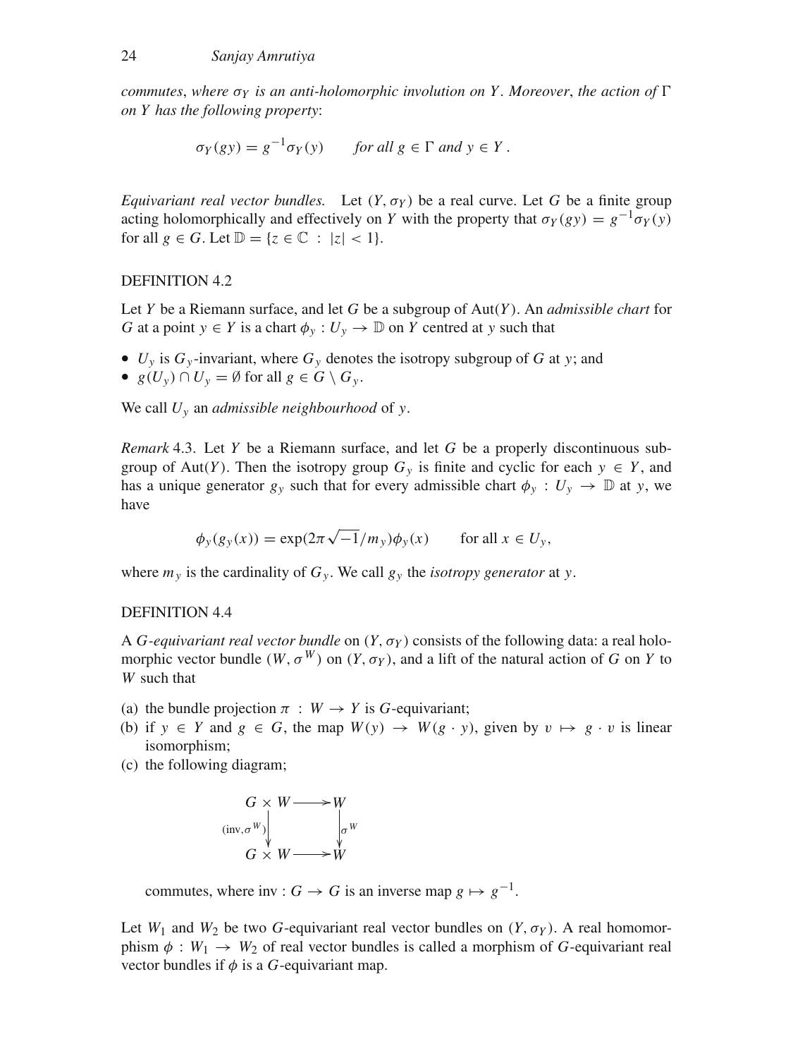*commutes, where $\sigma_Y$ is an anti-holomorphic involution on $Y$. Moreover, the action of $\Gamma$ on $Y$ has the following property:*

$$\sigma_Y(gy) = g^{-1}\sigma_Y(y) \qquad \textit{for all } g \in \Gamma \textit{ and } y \in Y\,.$$

*Equivariant real vector bundles.* Let $(Y, \sigma_Y)$ be a real curve. Let $G$ be a finite group acting holomorphically and effectively on $Y$ with the property that $\sigma_Y(gy) = g^{-1}\sigma_Y(y)$ for all $g \in G$. Let $\mathbb{D} = \{z \in \mathbb{C} \ : \ |z| < 1\}$.

DEFINITION 4.2

Let $Y$ be a Riemann surface, and let $G$ be a subgroup of $\mathrm{Aut}(Y)$. An *admissible chart* for $G$ at a point $y \in Y$ is a chart $\phi_y : U_y \to \mathbb{D}$ on $Y$ centred at $y$ such that

- $U_y$ is $G_y$-invariant, where $G_y$ denotes the isotropy subgroup of $G$ at $y$; and
- $g(U_y) \cap U_y = \emptyset$ for all $g \in G \setminus G_y$.

We call $U_y$ an *admissible neighbourhood* of $y$.

*Remark* 4.3. Let $Y$ be a Riemann surface, and let $G$ be a properly discontinuous subgroup of $\mathrm{Aut}(Y)$. Then the isotropy group $G_y$ is finite and cyclic for each $y \in Y$, and has a unique generator $g_y$ such that for every admissible chart $\phi_y : U_y \to \mathbb{D}$ at $y$, we have

$$\phi_y(g_y(x)) = \exp(2\pi\sqrt{-1}/m_y)\phi_y(x) \qquad \text{for all } x \in U_y,$$

where $m_y$ is the cardinality of $G_y$. We call $g_y$ the *isotropy generator* at $y$.

DEFINITION 4.4

A *$G$-equivariant real vector bundle* on $(Y, \sigma_Y)$ consists of the following data: a real holomorphic vector bundle $(W, \sigma^W)$ on $(Y, \sigma_Y)$, and a lift of the natural action of $G$ on $Y$ to $W$ such that

(a) the bundle projection $\pi \ : \ W \to Y$ is $G$-equivariant;
(b) if $y \in Y$ and $g \in G$, the map $W(y) \to W(g \cdot y)$, given by $v \mapsto g \cdot v$ is linear isomorphism;
(c) the following diagram;

$$\begin{array}{ccc} G \times W & \longrightarrow & W \\ \big\downarrow{\scriptstyle(\mathrm{inv}, \sigma^W)} & & \big\downarrow{\scriptstyle\sigma^W} \\ G \times W & \longrightarrow & W \end{array}$$

commutes, where $\mathrm{inv} : G \to G$ is an inverse map $g \mapsto g^{-1}$.

Let $W_1$ and $W_2$ be two $G$-equivariant real vector bundles on $(Y, \sigma_Y)$. A real homomorphism $\phi : W_1 \to W_2$ of real vector bundles is called a morphism of $G$-equivariant real vector bundles if $\phi$ is a $G$-equivariant map.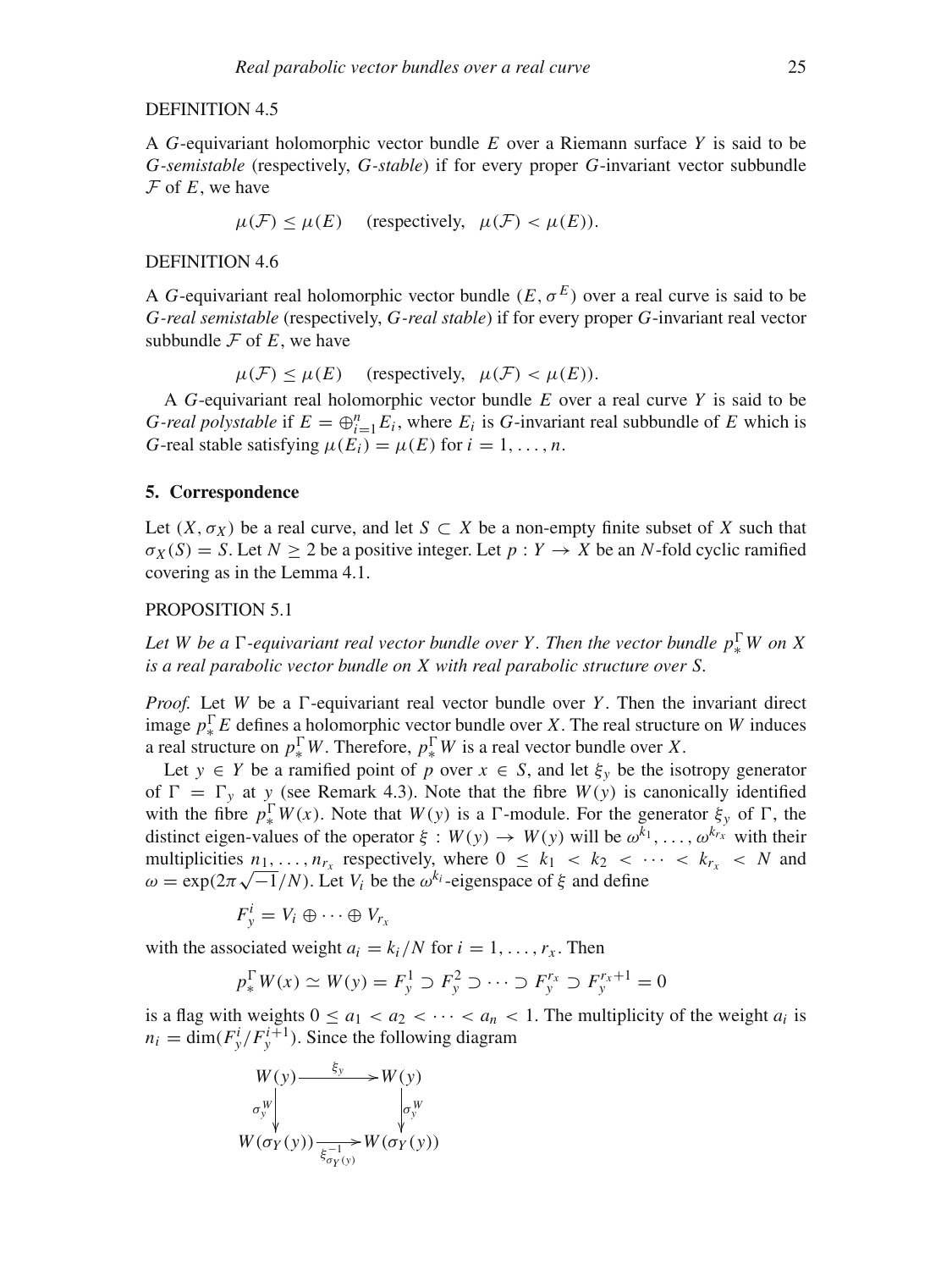DEFINITION 4.5

A $G$-equivariant holomorphic vector bundle $E$ over a Riemann surface $Y$ is said to be *$G$-semistable* (respectively, *$G$-stable*) if for every proper $G$-invariant vector subbundle $\mathcal{F}$ of $E$, we have

$$\mu(\mathcal{F}) \leq \mu(E) \quad \text{(respectively,} \quad \mu(\mathcal{F}) < \mu(E)).$$

DEFINITION 4.6

A $G$-equivariant real holomorphic vector bundle $(E, \sigma^E)$ over a real curve is said to be *$G$-real semistable* (respectively, *$G$-real stable*) if for every proper $G$-invariant real vector subbundle $\mathcal{F}$ of $E$, we have

$$\mu(\mathcal{F}) \leq \mu(E) \quad \text{(respectively,} \quad \mu(\mathcal{F}) < \mu(E)).$$

A $G$-equivariant real holomorphic vector bundle $E$ over a real curve $Y$ is said to be *$G$-real polystable* if $E = \oplus_{i=1}^{n} E_i$, where $E_i$ is $G$-invariant real subbundle of $E$ which is $G$-real stable satisfying $\mu(E_i) = \mu(E)$ for $i = 1, \ldots, n$.

## 5. Correspondence

Let $(X, \sigma_X)$ be a real curve, and let $S \subset X$ be a non-empty finite subset of $X$ such that $\sigma_X(S) = S$. Let $N \geq 2$ be a positive integer. Let $p : Y \to X$ be an $N$-fold cyclic ramified covering as in the Lemma 4.1.

PROPOSITION 5.1

*Let $W$ be a $\Gamma$-equivariant real vector bundle over $Y$. Then the vector bundle $p_*^{\Gamma} W$ on $X$ is a real parabolic vector bundle on $X$ with real parabolic structure over $S$.*

*Proof.* Let $W$ be a $\Gamma$-equivariant real vector bundle over $Y$. Then the invariant direct image $p_*^{\Gamma} E$ defines a holomorphic vector bundle over $X$. The real structure on $W$ induces a real structure on $p_*^{\Gamma} W$. Therefore, $p_*^{\Gamma} W$ is a real vector bundle over $X$.

Let $y \in Y$ be a ramified point of $p$ over $x \in S$, and let $\xi_y$ be the isotropy generator of $\Gamma = \Gamma_y$ at $y$ (see Remark 4.3). Note that the fibre $W(y)$ is canonically identified with the fibre $p_*^{\Gamma} W(x)$. Note that $W(y)$ is a $\Gamma$-module. For the generator $\xi_y$ of $\Gamma$, the distinct eigen-values of the operator $\xi : W(y) \to W(y)$ will be $\omega^{k_1}, \ldots, \omega^{k_{r_x}}$ with their multiplicities $n_1, \ldots, n_{r_x}$ respectively, where $0 \leq k_1 < k_2 < \cdots < k_{r_x} < N$ and $\omega = \exp(2\pi\sqrt{-1}/N)$. Let $V_i$ be the $\omega^{k_i}$-eigenspace of $\xi$ and define

$$F_y^i = V_i \oplus \cdots \oplus V_{r_x}$$

with the associated weight $a_i = k_i/N$ for $i = 1, \ldots, r_x$. Then

$$p_*^{\Gamma} W(x) \simeq W(y) = F_y^1 \supset F_y^2 \supset \cdots \supset F_y^{r_x} \supset F_y^{r_x+1} = 0$$

is a flag with weights $0 \leq a_1 < a_2 < \cdots < a_n < 1$. The multiplicity of the weight $a_i$ is $n_i = \dim(F_y^i / F_y^{i+1})$. Since the following diagram

$$\begin{array}{ccc}
W(y) & \xrightarrow{\quad \xi_y \quad} & W(y) \\
\Big\downarrow{\scriptstyle \sigma_y^W} & & \Big\downarrow{\scriptstyle \sigma_y^W} \\
W(\sigma_Y(y)) & \xrightarrow[\xi_{\sigma_Y(y)}^{-1}]{} & W(\sigma_Y(y))
\end{array}$$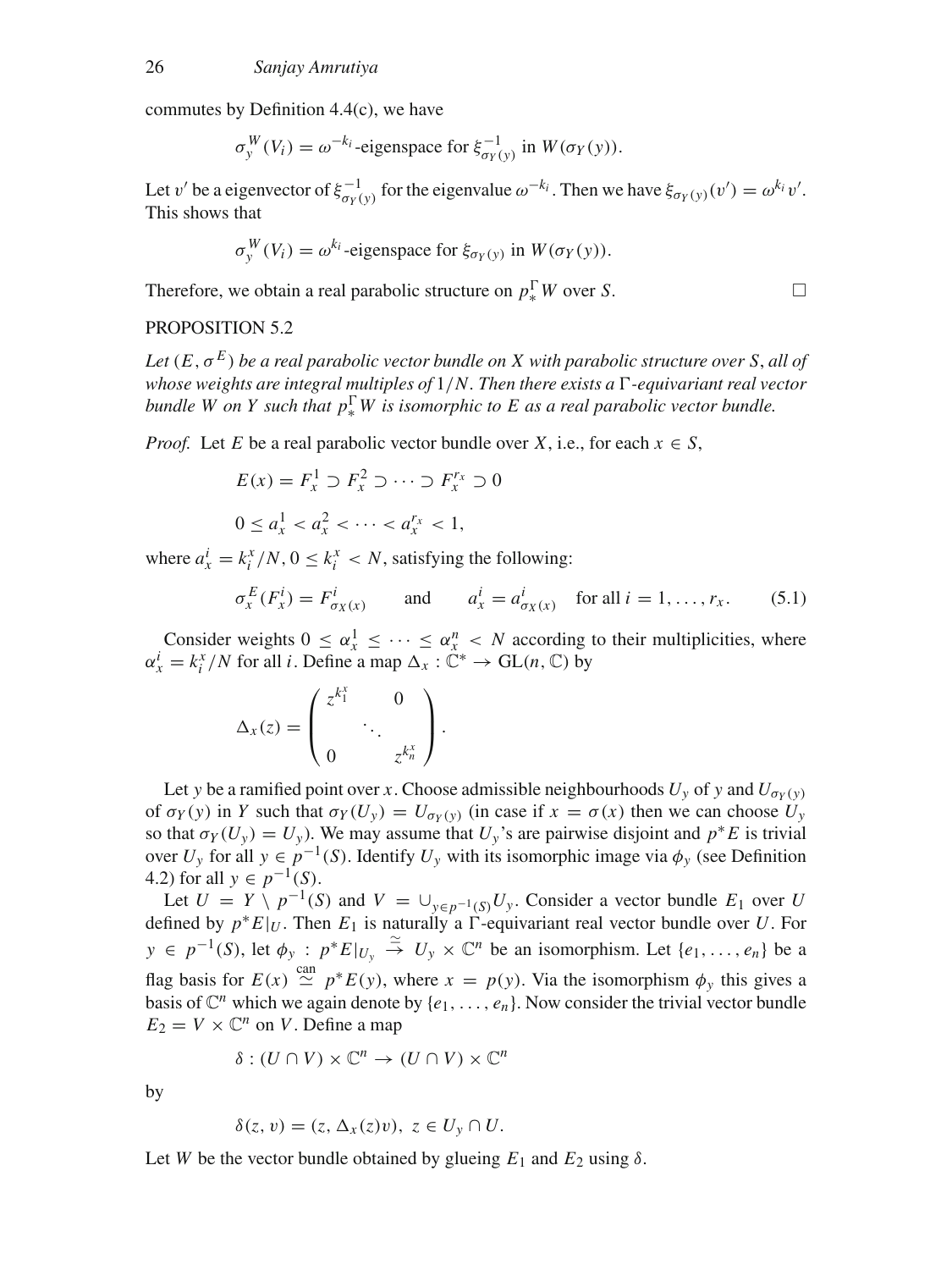commutes by Definition 4.4(c), we have

$$\sigma_y^W(V_i) = \omega^{-k_i}\text{-eigenspace for } \xi_{\sigma_Y(y)}^{-1} \text{ in } W(\sigma_Y(y)).$$

Let $v'$ be a eigenvector of $\xi_{\sigma_Y(y)}^{-1}$ for the eigenvalue $\omega^{-k_i}$. Then we have $\xi_{\sigma_Y(y)}(v') = \omega^{k_i} v'$. This shows that

$$\sigma_y^W(V_i) = \omega^{k_i}\text{-eigenspace for } \xi_{\sigma_Y(y)} \text{ in } W(\sigma_Y(y)).$$

Therefore, we obtain a real parabolic structure on $p_*^\Gamma W$ over $S$. □

PROPOSITION 5.2

*Let $(E, \sigma^E)$ be a real parabolic vector bundle on $X$ with parabolic structure over $S$, all of whose weights are integral multiples of $1/N$. Then there exists a $\Gamma$-equivariant real vector bundle $W$ on $Y$ such that $p_*^\Gamma W$ is isomorphic to $E$ as a real parabolic vector bundle.*

*Proof.* Let $E$ be a real parabolic vector bundle over $X$, i.e., for each $x \in S$,

$$E(x) = F_x^1 \supset F_x^2 \supset \cdots \supset F_x^{r_x} \supset 0$$

$$0 \leq a_x^1 < a_x^2 < \cdots < a_x^{r_x} < 1,$$

where $a_x^i = k_i^x/N, 0 \leq k_i^x < N$, satisfying the following:

$$\sigma_x^E(F_x^i) = F_{\sigma_X(x)}^i \qquad \text{and} \qquad a_x^i = a_{\sigma_X(x)}^i \quad \text{for all } i = 1, \ldots, r_x. \tag{5.1}$$

Consider weights $0 \leq \alpha_x^1 \leq \cdots \leq \alpha_x^n < N$ according to their multiplicities, where $\alpha_x^i = k_i^x/N$ for all $i$. Define a map $\Delta_x : \mathbb{C}^* \to \mathrm{GL}(n, \mathbb{C})$ by

$$\Delta_x(z) = \begin{pmatrix} z^{k_1^x} & & 0 \\ & \ddots & \\ 0 & & z^{k_n^x} \end{pmatrix}.$$

Let $y$ be a ramified point over $x$. Choose admissible neighbourhoods $U_y$ of $y$ and $U_{\sigma_Y(y)}$ of $\sigma_Y(y)$ in $Y$ such that $\sigma_Y(U_y) = U_{\sigma_Y(y)}$ (in case if $x = \sigma(x)$ then we can choose $U_y$ so that $\sigma_Y(U_y) = U_y$). We may assume that $U_y$'s are pairwise disjoint and $p^*E$ is trivial over $U_y$ for all $y \in p^{-1}(S)$. Identify $U_y$ with its isomorphic image via $\phi_y$ (see Definition 4.2) for all $y \in p^{-1}(S)$.

Let $U = Y \setminus p^{-1}(S)$ and $V = \cup_{y \in p^{-1}(S)} U_y$. Consider a vector bundle $E_1$ over $U$ defined by $p^*E|_U$. Then $E_1$ is naturally a $\Gamma$-equivariant real vector bundle over $U$. For $y \in p^{-1}(S)$, let $\phi_y : p^*E|_{U_y} \xrightarrow{\simeq} U_y \times \mathbb{C}^n$ be an isomorphism. Let $\{e_1, \ldots, e_n\}$ be a flag basis for $E(x) \overset{\text{can}}{\simeq} p^*E(y)$, where $x = p(y)$. Via the isomorphism $\phi_y$ this gives a basis of $\mathbb{C}^n$ which we again denote by $\{e_1, \ldots, e_n\}$. Now consider the trivial vector bundle $E_2 = V \times \mathbb{C}^n$ on $V$. Define a map

$$\delta : (U \cap V) \times \mathbb{C}^n \to (U \cap V) \times \mathbb{C}^n$$

by

$$\delta(z, v) = (z, \Delta_x(z)v),\ z \in U_y \cap U.$$

Let $W$ be the vector bundle obtained by glueing $E_1$ and $E_2$ using $\delta$.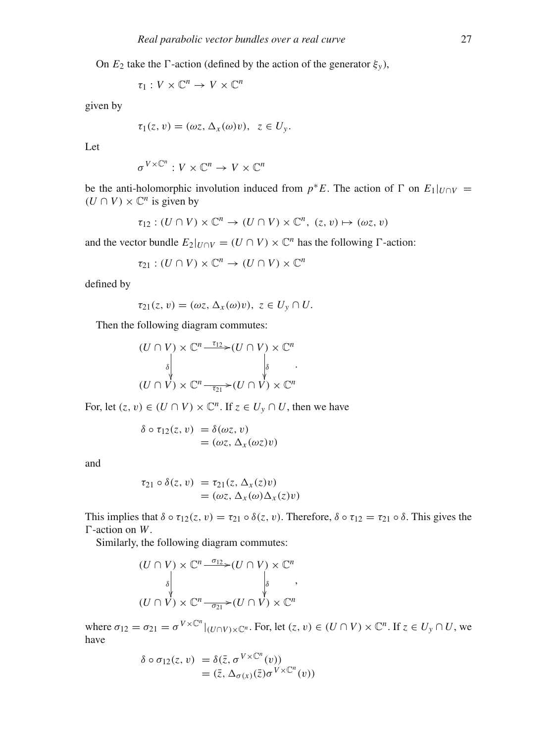On $E_2$ take the $\Gamma$-action (defined by the action of the generator $\xi_y$),

$$\tau_1 : V \times \mathbb{C}^n \to V \times \mathbb{C}^n$$

given by

$$\tau_1(z, v) = (\omega z, \Delta_x(\omega)v), \ \ z \in U_y.$$

Let

$$\sigma^{V\times\mathbb{C}^n} : V \times \mathbb{C}^n \to V \times \mathbb{C}^n$$

be the anti-holomorphic involution induced from $p^*E$. The action of $\Gamma$ on $E_1|_{U\cap V} = (U \cap V) \times \mathbb{C}^n$ is given by

$$\tau_{12} : (U \cap V) \times \mathbb{C}^n \to (U \cap V) \times \mathbb{C}^n, \ (z, v) \mapsto (\omega z, v)$$

and the vector bundle $E_2|_{U\cap V} = (U \cap V) \times \mathbb{C}^n$ has the following $\Gamma$-action:

$$\tau_{21} : (U \cap V) \times \mathbb{C}^n \to (U \cap V) \times \mathbb{C}^n$$

defined by

$$\tau_{21}(z, v) = (\omega z, \Delta_x(\omega)v), \ z \in U_y \cap U.$$

Then the following diagram commutes:

$$\begin{array}{ccc} (U \cap V) \times \mathbb{C}^n & \xrightarrow{\tau_{12}} & (U \cap V) \times \mathbb{C}^n \\ \downarrow{\scriptstyle\delta} & & \downarrow{\scriptstyle\delta} \\ (U \cap V) \times \mathbb{C}^n & \xrightarrow[\tau_{21}]{} & (U \cap V) \times \mathbb{C}^n \end{array}.$$

For, let $(z, v) \in (U \cap V) \times \mathbb{C}^n$. If $z \in U_y \cap U$, then we have

$$\begin{aligned} \delta \circ \tau_{12}(z, v) &= \delta(\omega z, v) \\ &= (\omega z, \Delta_x(\omega z)v) \end{aligned}$$

and

$$\begin{aligned} \tau_{21} \circ \delta(z, v) &= \tau_{21}(z, \Delta_x(z)v) \\ &= (\omega z, \Delta_x(\omega)\Delta_x(z)v) \end{aligned}$$

This implies that $\delta \circ \tau_{12}(z, v) = \tau_{21} \circ \delta(z, v)$. Therefore, $\delta \circ \tau_{12} = \tau_{21} \circ \delta$. This gives the $\Gamma$-action on $W$.

Similarly, the following diagram commutes:

$$\begin{array}{ccc} (U \cap V) \times \mathbb{C}^n & \xrightarrow{\sigma_{12}} & (U \cap V) \times \mathbb{C}^n \\ \downarrow{\scriptstyle\delta} & & \downarrow{\scriptstyle\delta} \\ (U \cap V) \times \mathbb{C}^n & \xrightarrow[\sigma_{21}]{} & (U \cap V) \times \mathbb{C}^n \end{array},$$

where $\sigma_{12} = \sigma_{21} = \sigma^{V\times\mathbb{C}^n}|_{(U\cap V)\times\mathbb{C}^n}$. For, let $(z, v) \in (U \cap V) \times \mathbb{C}^n$. If $z \in U_y \cap U$, we have

$$\begin{aligned} \delta \circ \sigma_{12}(z, v) &= \delta(\bar{z}, \sigma^{V\times\mathbb{C}^n}(v)) \\ &= (\bar{z}, \Delta_{\sigma(x)}(\bar{z})\sigma^{V\times\mathbb{C}^n}(v)) \end{aligned}$$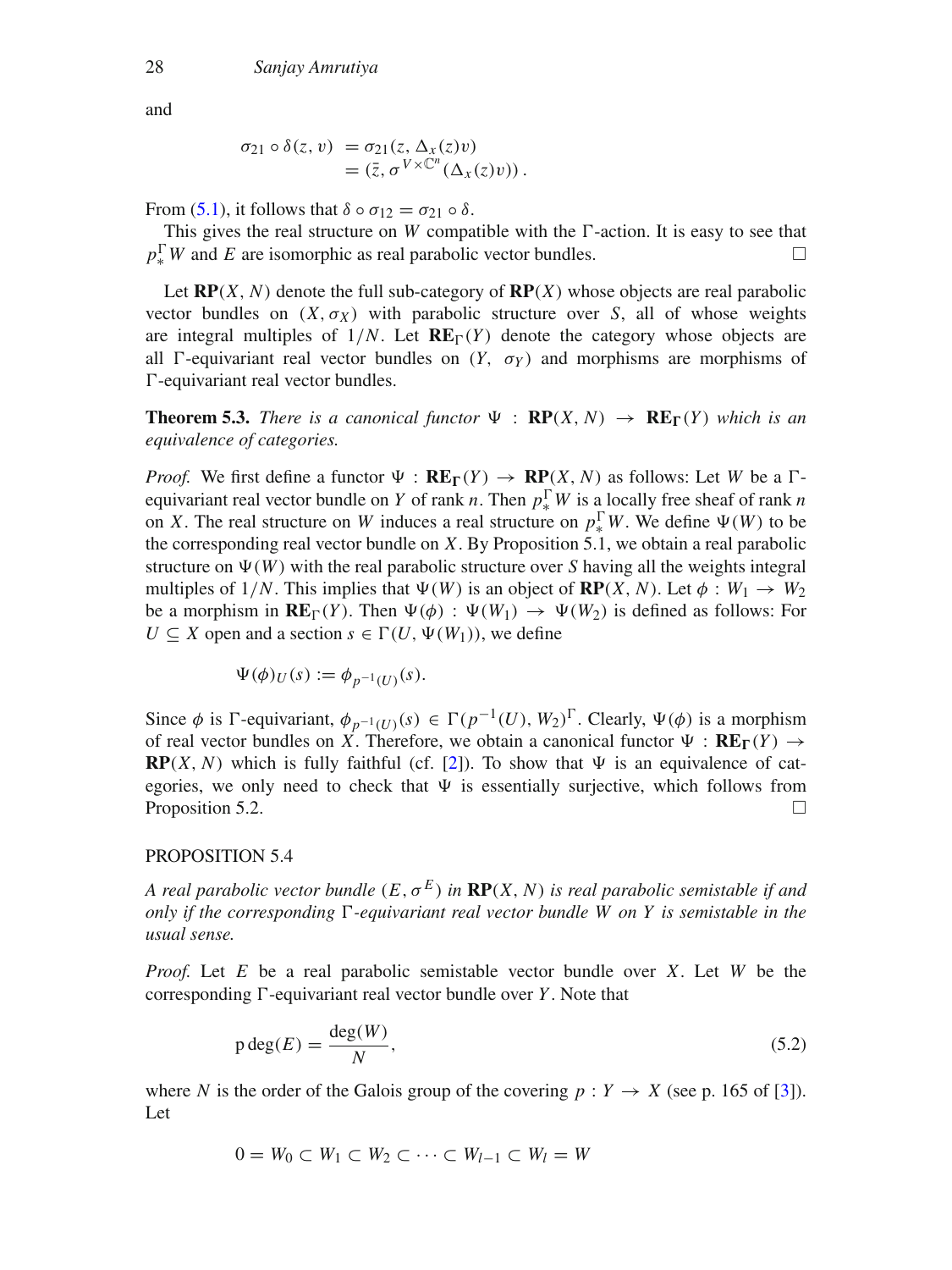and

$$
\begin{aligned}
\sigma_{21} \circ \delta(z, v) &= \sigma_{21}(z, \Delta_x(z)v) \\
&= (\bar{z}, \sigma^{V \times \mathbb{C}^n}(\Delta_x(z)v))\,.
\end{aligned}
$$

From (5.1), it follows that $\delta \circ \sigma_{12} = \sigma_{21} \circ \delta$.

This gives the real structure on $W$ compatible with the $\Gamma$-action. It is easy to see that $p_*^\Gamma W$ and $E$ are isomorphic as real parabolic vector bundles. □

Let $\mathbf{RP}(X, N)$ denote the full sub-category of $\mathbf{RP}(X)$ whose objects are real parabolic vector bundles on $(X, \sigma_X)$ with parabolic structure over $S$, all of whose weights are integral multiples of $1/N$. Let $\mathbf{RE}_\Gamma(Y)$ denote the category whose objects are all $\Gamma$-equivariant real vector bundles on $(Y, \sigma_Y)$ and morphisms are morphisms of $\Gamma$-equivariant real vector bundles.

**Theorem 5.3.** *There is a canonical functor* $\Psi : \mathbf{RP}(X, N) \to \mathbf{RE}_\Gamma(Y)$ *which is an equivalence of categories.*

*Proof.* We first define a functor $\Psi : \mathbf{RE}_\Gamma(Y) \to \mathbf{RP}(X, N)$ as follows: Let $W$ be a $\Gamma$-equivariant real vector bundle on $Y$ of rank $n$. Then $p_*^\Gamma W$ is a locally free sheaf of rank $n$ on $X$. The real structure on $W$ induces a real structure on $p_*^\Gamma W$. We define $\Psi(W)$ to be the corresponding real vector bundle on $X$. By Proposition 5.1, we obtain a real parabolic structure on $\Psi(W)$ with the real parabolic structure over $S$ having all the weights integral multiples of $1/N$. This implies that $\Psi(W)$ is an object of $\mathbf{RP}(X, N)$. Let $\phi : W_1 \to W_2$ be a morphism in $\mathbf{RE}_\Gamma(Y)$. Then $\Psi(\phi) : \Psi(W_1) \to \Psi(W_2)$ is defined as follows: For $U \subseteq X$ open and a section $s \in \Gamma(U, \Psi(W_1))$, we define

$$
\Psi(\phi)_U(s) := \phi_{p^{-1}(U)}(s).
$$

Since $\phi$ is $\Gamma$-equivariant, $\phi_{p^{-1}(U)}(s) \in \Gamma(p^{-1}(U), W_2)^\Gamma$. Clearly, $\Psi(\phi)$ is a morphism of real vector bundles on $X$. Therefore, we obtain a canonical functor $\Psi : \mathbf{RE}_\Gamma(Y) \to \mathbf{RP}(X, N)$ which is fully faithful (cf. [2]). To show that $\Psi$ is an equivalence of categories, we only need to check that $\Psi$ is essentially surjective, which follows from Proposition 5.2. □

PROPOSITION 5.4

*A real parabolic vector bundle* $(E, \sigma^E)$ *in* $\mathbf{RP}(X, N)$ *is real parabolic semistable if and only if the corresponding* $\Gamma$*-equivariant real vector bundle* $W$ *on* $Y$ *is semistable in the usual sense.*

*Proof.* Let $E$ be a real parabolic semistable vector bundle over $X$. Let $W$ be the corresponding $\Gamma$-equivariant real vector bundle over $Y$. Note that

$$
\operatorname{p\,deg}(E) = \frac{\deg(W)}{N}, \tag{5.2}
$$

where $N$ is the order of the Galois group of the covering $p : Y \to X$ (see p. 165 of [3]). Let

$$
0 = W_0 \subset W_1 \subset W_2 \subset \cdots \subset W_{l-1} \subset W_l = W
$$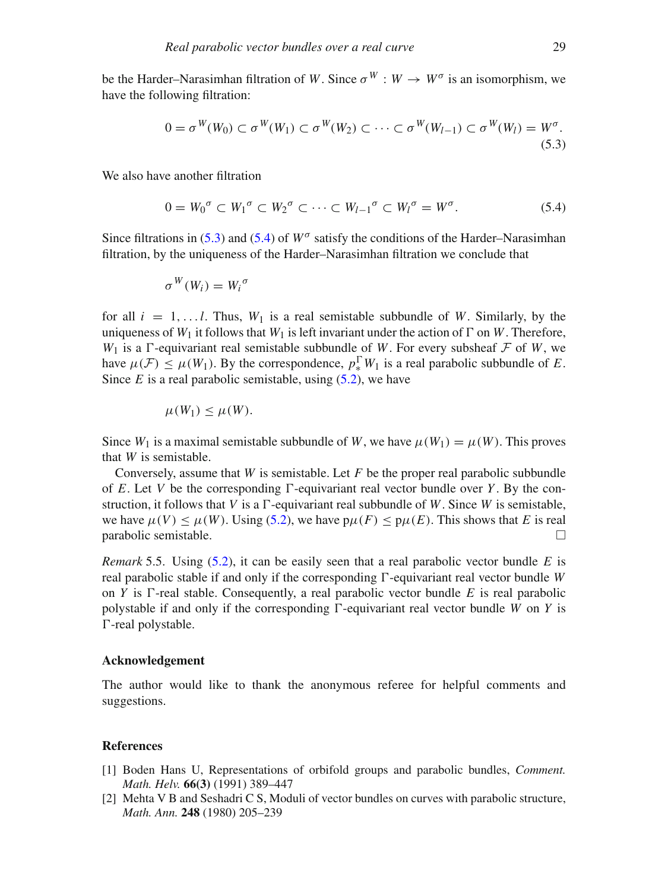be the Harder–Narasimhan filtration of $W$. Since $\sigma^W : W \to W^\sigma$ is an isomorphism, we have the following filtration:

$$0 = \sigma^W(W_0) \subset \sigma^W(W_1) \subset \sigma^W(W_2) \subset \cdots \subset \sigma^W(W_{l-1}) \subset \sigma^W(W_l) = W^\sigma. \tag{5.3}$$

We also have another filtration

$$0 = {W_0}^\sigma \subset {W_1}^\sigma \subset {W_2}^\sigma \subset \cdots \subset {W_{l-1}}^\sigma \subset {W_l}^\sigma = W^\sigma. \tag{5.4}$$

Since filtrations in (5.3) and (5.4) of $W^\sigma$ satisfy the conditions of the Harder–Narasimhan filtration, by the uniqueness of the Harder–Narasimhan filtration we conclude that

$$\sigma^W(W_i) = {W_i}^\sigma$$

for all $i = 1, \ldots l$. Thus, $W_1$ is a real semistable subbundle of $W$. Similarly, by the uniqueness of $W_1$ it follows that $W_1$ is left invariant under the action of $\Gamma$ on $W$. Therefore, $W_1$ is a $\Gamma$-equivariant real semistable subbundle of $W$. For every subsheaf $\mathcal{F}$ of $W$, we have $\mu(\mathcal{F}) \leq \mu(W_1)$. By the correspondence, $p_*^\Gamma W_1$ is a real parabolic subbundle of $E$. Since $E$ is a real parabolic semistable, using (5.2), we have

$$\mu(W_1) \leq \mu(W).$$

Since $W_1$ is a maximal semistable subbundle of $W$, we have $\mu(W_1) = \mu(W)$. This proves that $W$ is semistable.

Conversely, assume that $W$ is semistable. Let $F$ be the proper real parabolic subbundle of $E$. Let $V$ be the corresponding $\Gamma$-equivariant real vector bundle over $Y$. By the construction, it follows that $V$ is a $\Gamma$-equivariant real subbundle of $W$. Since $W$ is semistable, we have $\mu(V) \leq \mu(W)$. Using (5.2), we have $\mathrm{p}\mu(F) \leq \mathrm{p}\mu(E)$. This shows that $E$ is real parabolic semistable. □

*Remark* 5.5. Using (5.2), it can be easily seen that a real parabolic vector bundle $E$ is real parabolic stable if and only if the corresponding $\Gamma$-equivariant real vector bundle $W$ on $Y$ is $\Gamma$-real stable. Consequently, a real parabolic vector bundle $E$ is real parabolic polystable if and only if the corresponding $\Gamma$-equivariant real vector bundle $W$ on $Y$ is $\Gamma$-real polystable.

## Acknowledgement

The author would like to thank the anonymous referee for helpful comments and suggestions.

## References

[1] Boden Hans U, Representations of orbifold groups and parabolic bundles, *Comment. Math. Helv.* **66(3)** (1991) 389–447

[2] Mehta V B and Seshadri C S, Moduli of vector bundles on curves with parabolic structure, *Math. Ann.* **248** (1980) 205–239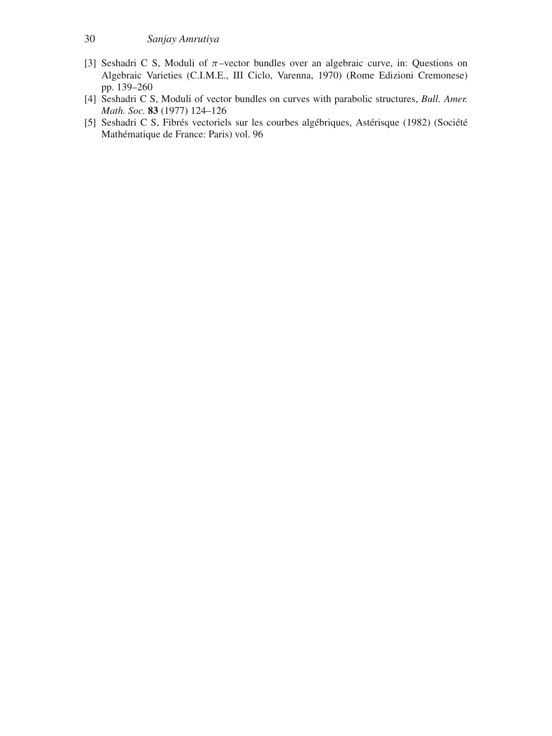[3] Seshadri C S, Moduli of $\pi$–vector bundles over an algebraic curve, in: Questions on Algebraic Varieties (C.I.M.E., III Ciclo, Varenna, 1970) (Rome Edizioni Cremonese) pp. 139–260

[4] Seshadri C S, Moduli of vector bundles on curves with parabolic structures, *Bull. Amer. Math. Soc.* **83** (1977) 124–126

[5] Seshadri C S, Fibrés vectoriels sur les courbes algébriques, Astérisque (1982) (Société Mathématique de France: Paris) vol. 96